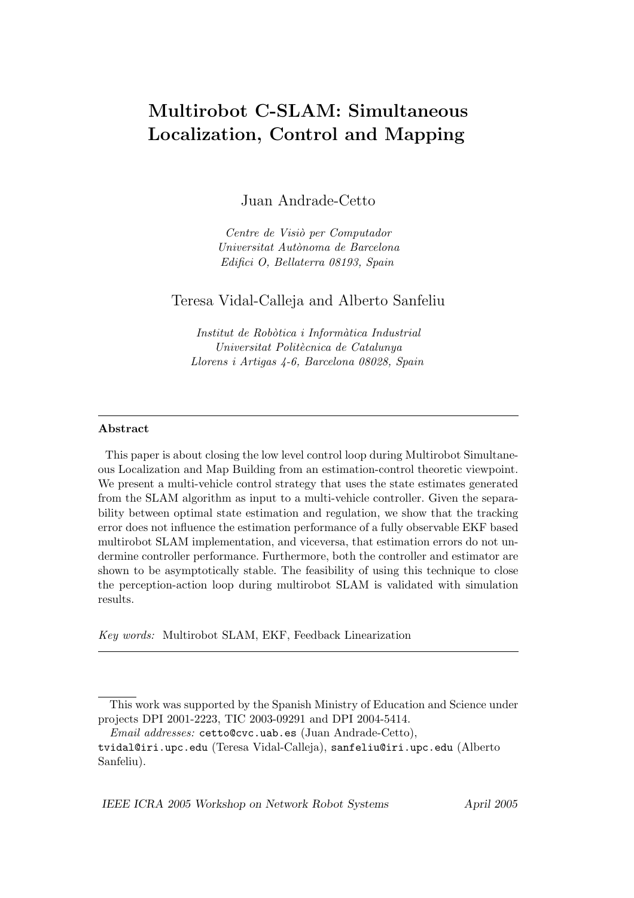# Multirobot C-SLAM: Simultaneous Localization, Control and Mapping

Juan Andrade-Cetto

*Centre de Visiò per Computador*
*Universitat Autònoma de Barcelona*
*Edifici O, Bellaterra 08193, Spain*

Teresa Vidal-Calleja and Alberto Sanfeliu

*Institut de Robòtica i Informàtica Industrial*
*Universitat Politècnica de Catalunya*
*Llorens i Artigas 4-6, Barcelona 08028, Spain*

---

**Abstract**

This paper is about closing the low level control loop during Multirobot Simultaneous Localization and Map Building from an estimation-control theoretic viewpoint. We present a multi-vehicle control strategy that uses the state estimates generated from the SLAM algorithm as input to a multi-vehicle controller. Given the separability between optimal state estimation and regulation, we show that the tracking error does not influence the estimation performance of a fully observable EKF based multirobot SLAM implementation, and viceversa, that estimation errors do not undermine controller performance. Furthermore, both the controller and estimator are shown to be asymptotically stable. The feasibility of using this technique to close the perception-action loop during multirobot SLAM is validated with simulation results.

*Key words:* Multirobot SLAM, EKF, Feedback Linearization

---

This work was supported by the Spanish Ministry of Education and Science under projects DPI 2001-2223, TIC 2003-09291 and DPI 2004-5414.

*Email addresses:* cetto@cvc.uab.es (Juan Andrade-Cetto), tvidal@iri.upc.edu (Teresa Vidal-Calleja), sanfeliu@iri.upc.edu (Alberto Sanfeliu).

*IEEE ICRA 2005 Workshop on Network Robot Systems* *April 2005*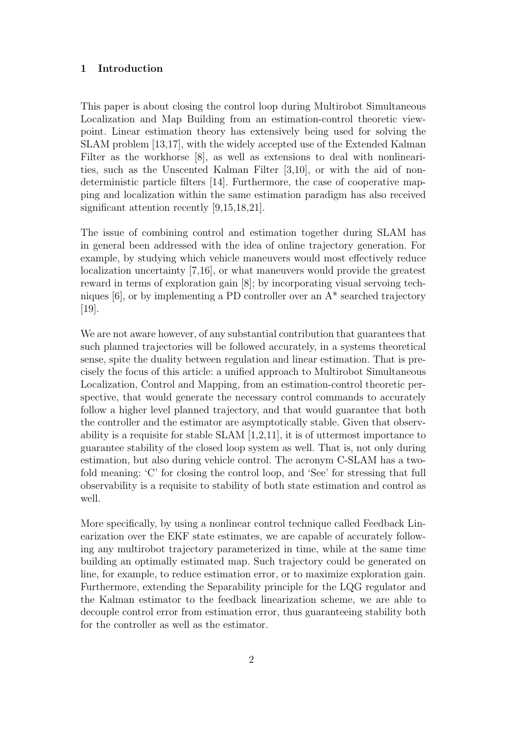## 1 Introduction

This paper is about closing the control loop during Multirobot Simultaneous Localization and Map Building from an estimation-control theoretic viewpoint. Linear estimation theory has extensively being used for solving the SLAM problem [13,17], with the widely accepted use of the Extended Kalman Filter as the workhorse [8], as well as extensions to deal with nonlinearities, such as the Unscented Kalman Filter [3,10], or with the aid of nondeterministic particle filters [14]. Furthermore, the case of cooperative mapping and localization within the same estimation paradigm has also received significant attention recently [9,15,18,21].

The issue of combining control and estimation together during SLAM has in general been addressed with the idea of online trajectory generation. For example, by studying which vehicle maneuvers would most effectively reduce localization uncertainty [7,16], or what maneuvers would provide the greatest reward in terms of exploration gain [8]; by incorporating visual servoing techniques [6], or by implementing a PD controller over an A* searched trajectory [19].

We are not aware however, of any substantial contribution that guarantees that such planned trajectories will be followed accurately, in a systems theoretical sense, spite the duality between regulation and linear estimation. That is precisely the focus of this article: a unified approach to Multirobot Simultaneous Localization, Control and Mapping, from an estimation-control theoretic perspective, that would generate the necessary control commands to accurately follow a higher level planned trajectory, and that would guarantee that both the controller and the estimator are asymptotically stable. Given that observability is a requisite for stable SLAM [1,2,11], it is of uttermost importance to guarantee stability of the closed loop system as well. That is, not only during estimation, but also during vehicle control. The acronym C-SLAM has a twofold meaning: 'C' for closing the control loop, and 'See' for stressing that full observability is a requisite to stability of both state estimation and control as well.

More specifically, by using a nonlinear control technique called Feedback Linearization over the EKF state estimates, we are capable of accurately following any multirobot trajectory parameterized in time, while at the same time building an optimally estimated map. Such trajectory could be generated on line, for example, to reduce estimation error, or to maximize exploration gain. Furthermore, extending the Separability principle for the LQG regulator and the Kalman estimator to the feedback linearization scheme, we are able to decouple control error from estimation error, thus guaranteeing stability both for the controller as well as the estimator.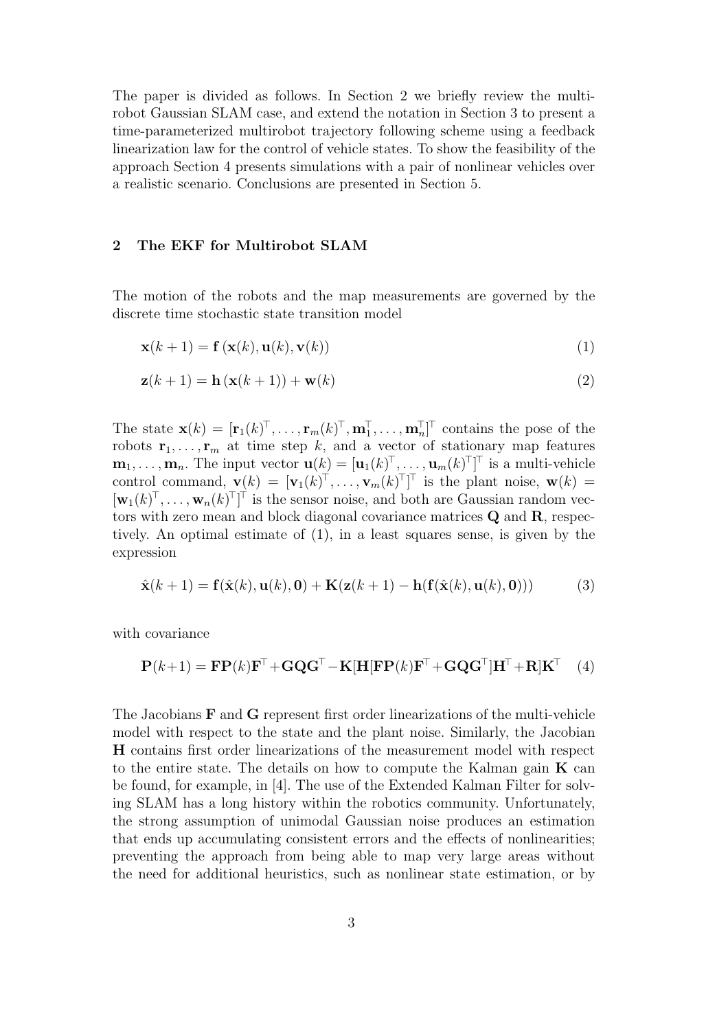The paper is divided as follows. In Section 2 we briefly review the multirobot Gaussian SLAM case, and extend the notation in Section 3 to present a time-parameterized multirobot trajectory following scheme using a feedback linearization law for the control of vehicle states. To show the feasibility of the approach Section 4 presents simulations with a pair of nonlinear vehicles over a realistic scenario. Conclusions are presented in Section 5.

## 2 The EKF for Multirobot SLAM

The motion of the robots and the map measurements are governed by the discrete time stochastic state transition model

$$\mathbf{x}(k+1) = \mathbf{f}\left(\mathbf{x}(k), \mathbf{u}(k), \mathbf{v}(k)\right) \tag{1}$$

$$\mathbf{z}(k+1) = \mathbf{h}\left(\mathbf{x}(k+1)\right) + \mathbf{w}(k) \tag{2}$$

The state $\mathbf{x}(k) = [\mathbf{r}_1(k)^\top, \ldots, \mathbf{r}_m(k)^\top, \mathbf{m}_1^\top, \ldots, \mathbf{m}_n^\top]^\top$ contains the pose of the robots $\mathbf{r}_1, \ldots, \mathbf{r}_m$ at time step $k$, and a vector of stationary map features $\mathbf{m}_1, \ldots, \mathbf{m}_n$. The input vector $\mathbf{u}(k) = [\mathbf{u}_1(k)^\top, \ldots, \mathbf{u}_m(k)^\top]^\top$ is a multi-vehicle control command, $\mathbf{v}(k) = [\mathbf{v}_1(k)^\top, \ldots, \mathbf{v}_m(k)^\top]^\top$ is the plant noise, $\mathbf{w}(k) = [\mathbf{w}_1(k)^\top, \ldots, \mathbf{w}_n(k)^\top]^\top$ is the sensor noise, and both are Gaussian random vectors with zero mean and block diagonal covariance matrices $\mathbf{Q}$ and $\mathbf{R}$, respectively. An optimal estimate of (1), in a least squares sense, is given by the expression

$$\hat{\mathbf{x}}(k+1) = \mathbf{f}(\hat{\mathbf{x}}(k), \mathbf{u}(k), \mathbf{0}) + \mathbf{K}(\mathbf{z}(k+1) - \mathbf{h}(\mathbf{f}(\hat{\mathbf{x}}(k), \mathbf{u}(k), \mathbf{0}))) \tag{3}$$

with covariance

$$\mathbf{P}(k+1) = \mathbf{F}\mathbf{P}(k)\mathbf{F}^\top + \mathbf{G}\mathbf{Q}\mathbf{G}^\top - \mathbf{K}[\mathbf{H}[\mathbf{F}\mathbf{P}(k)\mathbf{F}^\top + \mathbf{G}\mathbf{Q}\mathbf{G}^\top]\mathbf{H}^\top + \mathbf{R}]\mathbf{K}^\top \tag{4}$$

The Jacobians $\mathbf{F}$ and $\mathbf{G}$ represent first order linearizations of the multi-vehicle model with respect to the state and the plant noise. Similarly, the Jacobian $\mathbf{H}$ contains first order linearizations of the measurement model with respect to the entire state. The details on how to compute the Kalman gain $\mathbf{K}$ can be found, for example, in [4]. The use of the Extended Kalman Filter for solving SLAM has a long history within the robotics community. Unfortunately, the strong assumption of unimodal Gaussian noise produces an estimation that ends up accumulating consistent errors and the effects of nonlinearities; preventing the approach from being able to map very large areas without the need for additional heuristics, such as nonlinear state estimation, or by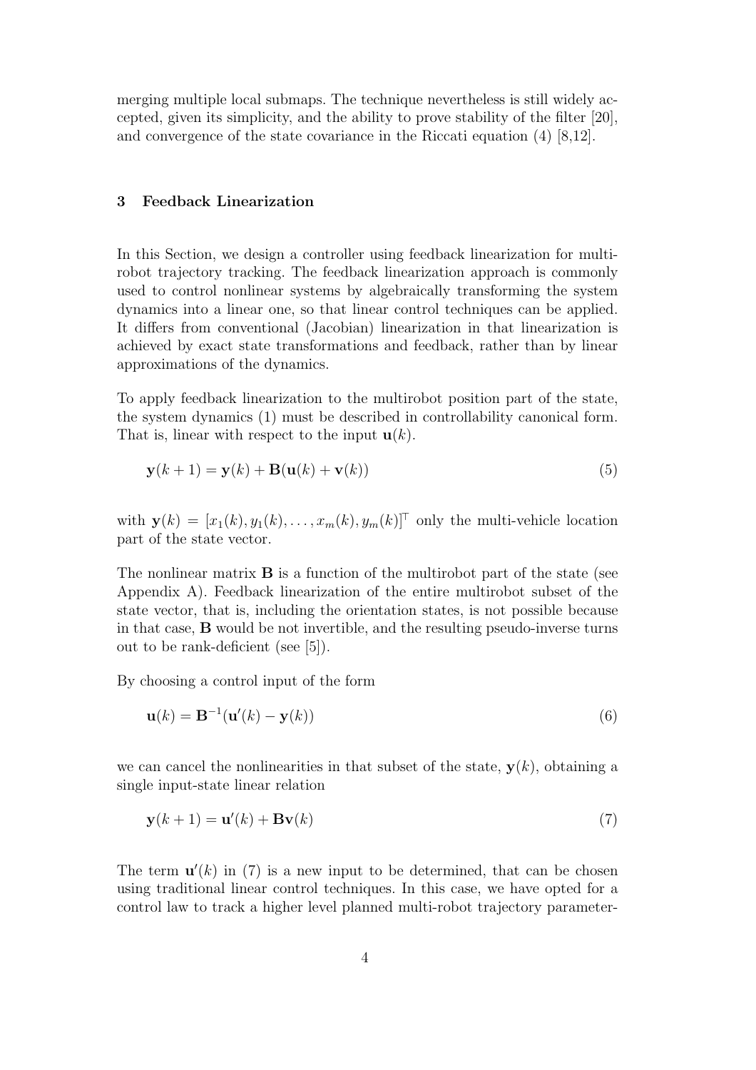merging multiple local submaps. The technique nevertheless is still widely accepted, given its simplicity, and the ability to prove stability of the filter [20], and convergence of the state covariance in the Riccati equation (4) [8,12].

## 3 Feedback Linearization

In this Section, we design a controller using feedback linearization for multirobot trajectory tracking. The feedback linearization approach is commonly used to control nonlinear systems by algebraically transforming the system dynamics into a linear one, so that linear control techniques can be applied. It differs from conventional (Jacobian) linearization in that linearization is achieved by exact state transformations and feedback, rather than by linear approximations of the dynamics.

To apply feedback linearization to the multirobot position part of the state, the system dynamics (1) must be described in controllability canonical form. That is, linear with respect to the input $\mathbf{u}(k)$.

$$\mathbf{y}(k+1) = \mathbf{y}(k) + \mathbf{B}(\mathbf{u}(k) + \mathbf{v}(k)) \tag{5}$$

with $\mathbf{y}(k) = [x_1(k), y_1(k), \ldots, x_m(k), y_m(k)]^\top$ only the multi-vehicle location part of the state vector.

The nonlinear matrix $\mathbf{B}$ is a function of the multirobot part of the state (see Appendix A). Feedback linearization of the entire multirobot subset of the state vector, that is, including the orientation states, is not possible because in that case, $\mathbf{B}$ would be not invertible, and the resulting pseudo-inverse turns out to be rank-deficient (see [5]).

By choosing a control input of the form

$$\mathbf{u}(k) = \mathbf{B}^{-1}(\mathbf{u}'(k) - \mathbf{y}(k)) \tag{6}$$

we can cancel the nonlinearities in that subset of the state, $\mathbf{y}(k)$, obtaining a single input-state linear relation

$$\mathbf{y}(k+1) = \mathbf{u}'(k) + \mathbf{B}\mathbf{v}(k) \tag{7}$$

The term $\mathbf{u}'(k)$ in (7) is a new input to be determined, that can be chosen using traditional linear control techniques. In this case, we have opted for a control law to track a higher level planned multi-robot trajectory parameter-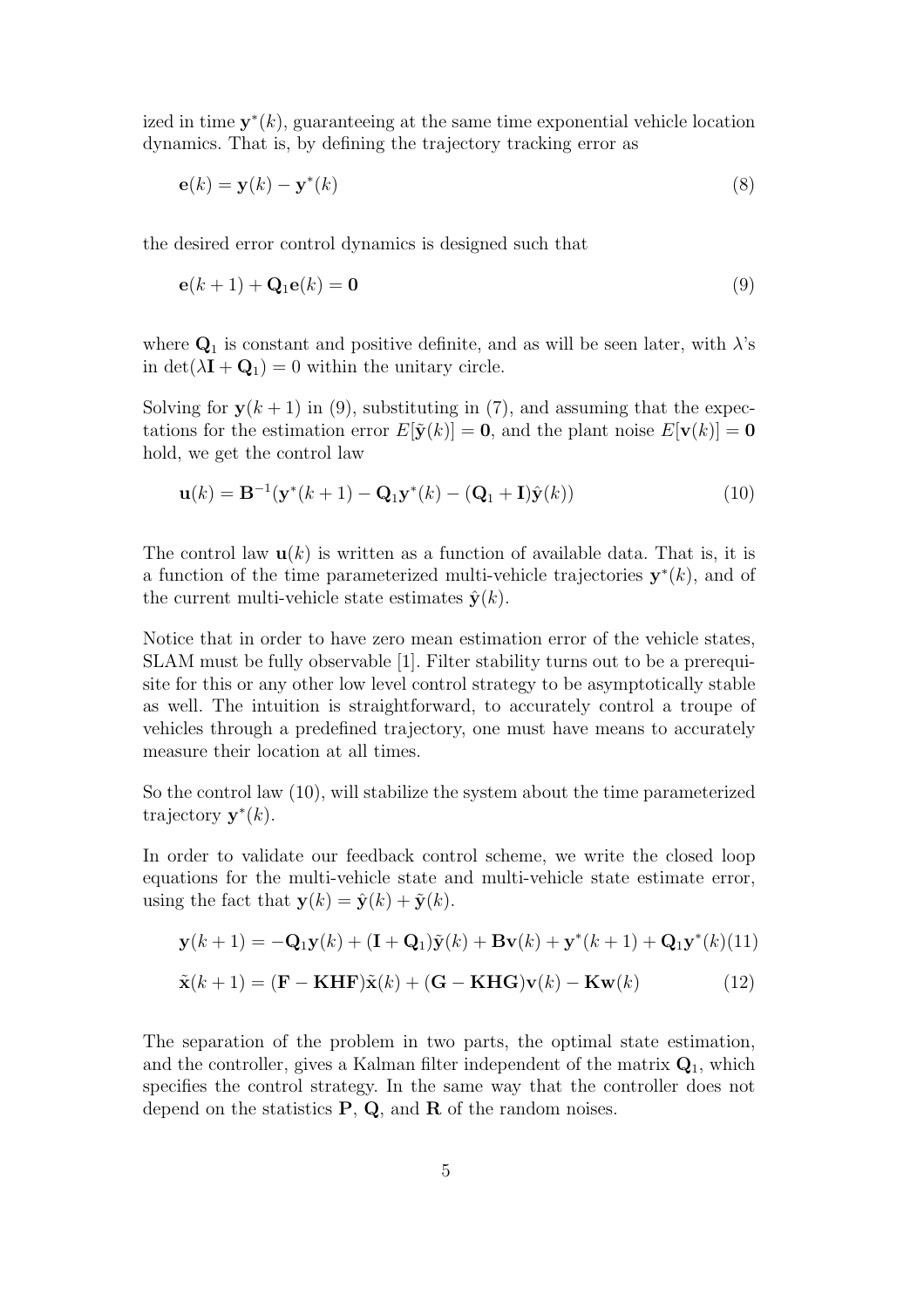ized in time $\mathbf{y}^*(k)$, guaranteeing at the same time exponential vehicle location dynamics. That is, by defining the trajectory tracking error as

$$\mathbf{e}(k) = \mathbf{y}(k) - \mathbf{y}^*(k) \tag{8}$$

the desired error control dynamics is designed such that

$$\mathbf{e}(k+1) + \mathbf{Q}_1\mathbf{e}(k) = \mathbf{0} \tag{9}$$

where $\mathbf{Q}_1$ is constant and positive definite, and as will be seen later, with $\lambda$'s in $\det(\lambda\mathbf{I} + \mathbf{Q}_1) = 0$ within the unitary circle.

Solving for $\mathbf{y}(k+1)$ in (9), substituting in (7), and assuming that the expectations for the estimation error $E[\tilde{\mathbf{y}}(k)] = \mathbf{0}$, and the plant noise $E[\mathbf{v}(k)] = \mathbf{0}$ hold, we get the control law

$$\mathbf{u}(k) = \mathbf{B}^{-1}(\mathbf{y}^*(k+1) - \mathbf{Q}_1\mathbf{y}^*(k) - (\mathbf{Q}_1 + \mathbf{I})\hat{\mathbf{y}}(k)) \tag{10}$$

The control law $\mathbf{u}(k)$ is written as a function of available data. That is, it is a function of the time parameterized multi-vehicle trajectories $\mathbf{y}^*(k)$, and of the current multi-vehicle state estimates $\hat{\mathbf{y}}(k)$.

Notice that in order to have zero mean estimation error of the vehicle states, SLAM must be fully observable [1]. Filter stability turns out to be a prerequisite for this or any other low level control strategy to be asymptotically stable as well. The intuition is straightforward, to accurately control a troupe of vehicles through a predefined trajectory, one must have means to accurately measure their location at all times.

So the control law (10), will stabilize the system about the time parameterized trajectory $\mathbf{y}^*(k)$.

In order to validate our feedback control scheme, we write the closed loop equations for the multi-vehicle state and multi-vehicle state estimate error, using the fact that $\mathbf{y}(k) = \hat{\mathbf{y}}(k) + \tilde{\mathbf{y}}(k)$.

$$\mathbf{y}(k+1) = -\mathbf{Q}_1\mathbf{y}(k) + (\mathbf{I} + \mathbf{Q}_1)\tilde{\mathbf{y}}(k) + \mathbf{B}\mathbf{v}(k) + \mathbf{y}^*(k+1) + \mathbf{Q}_1\mathbf{y}^*(k) \tag{11}$$

$$\tilde{\mathbf{x}}(k+1) = (\mathbf{F} - \mathbf{KHF})\tilde{\mathbf{x}}(k) + (\mathbf{G} - \mathbf{KHG})\mathbf{v}(k) - \mathbf{K}\mathbf{w}(k) \tag{12}$$

The separation of the problem in two parts, the optimal state estimation, and the controller, gives a Kalman filter independent of the matrix $\mathbf{Q}_1$, which specifies the control strategy. In the same way that the controller does not depend on the statistics $\mathbf{P}$, $\mathbf{Q}$, and $\mathbf{R}$ of the random noises.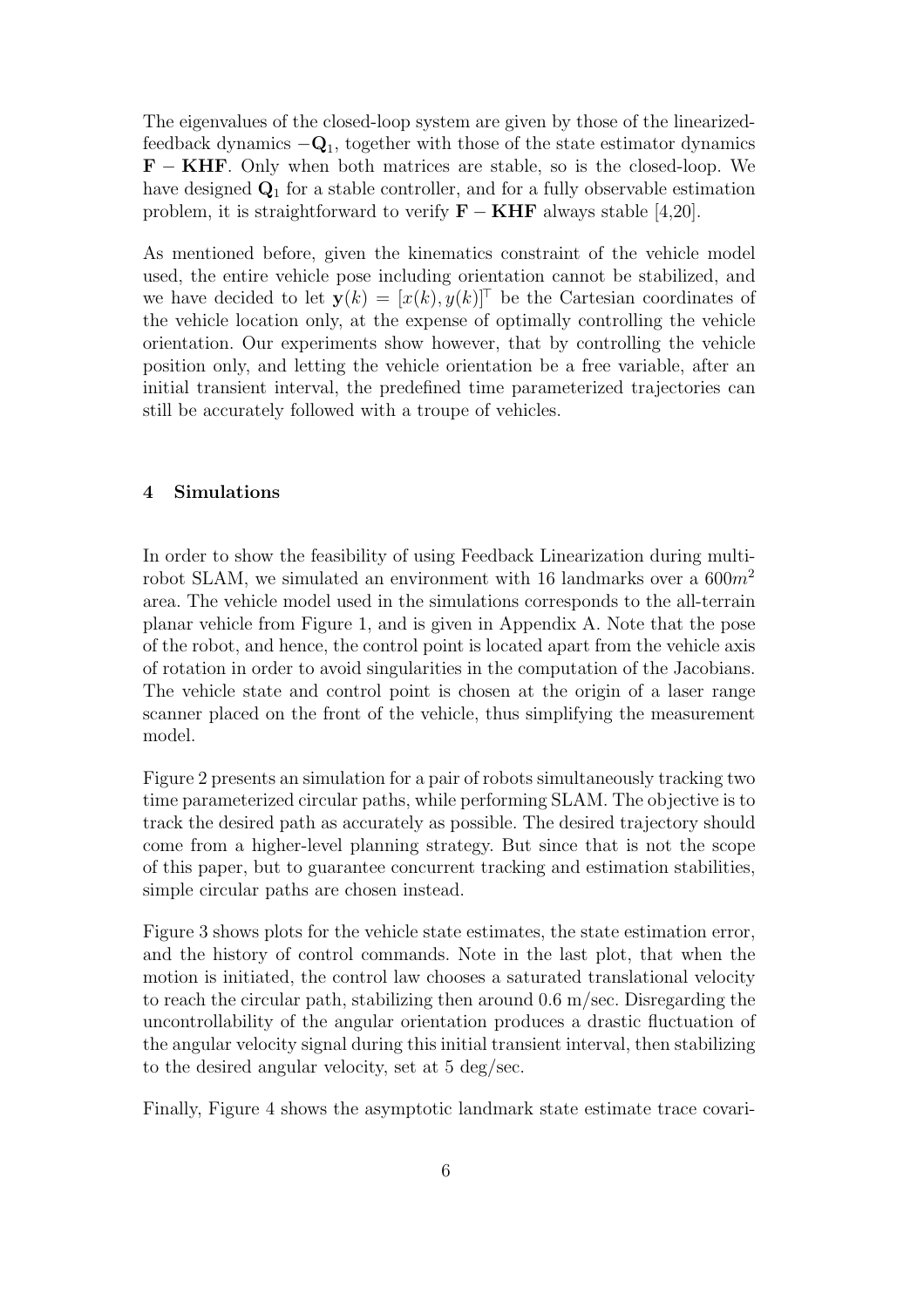The eigenvalues of the closed-loop system are given by those of the linearized-feedback dynamics $-\mathbf{Q}_1$, together with those of the state estimator dynamics $\mathbf{F} - \mathbf{KHF}$. Only when both matrices are stable, so is the closed-loop. We have designed $\mathbf{Q}_1$ for a stable controller, and for a fully observable estimation problem, it is straightforward to verify $\mathbf{F} - \mathbf{KHF}$ always stable [4,20].

As mentioned before, given the kinematics constraint of the vehicle model used, the entire vehicle pose including orientation cannot be stabilized, and we have decided to let $\mathbf{y}(k) = [x(k), y(k)]^\top$ be the Cartesian coordinates of the vehicle location only, at the expense of optimally controlling the vehicle orientation. Our experiments show however, that by controlling the vehicle position only, and letting the vehicle orientation be a free variable, after an initial transient interval, the predefined time parameterized trajectories can still be accurately followed with a troupe of vehicles.

## 4 Simulations

In order to show the feasibility of using Feedback Linearization during multi-robot SLAM, we simulated an environment with 16 landmarks over a $600m^2$ area. The vehicle model used in the simulations corresponds to the all-terrain planar vehicle from Figure 1, and is given in Appendix A. Note that the pose of the robot, and hence, the control point is located apart from the vehicle axis of rotation in order to avoid singularities in the computation of the Jacobians. The vehicle state and control point is chosen at the origin of a laser range scanner placed on the front of the vehicle, thus simplifying the measurement model.

Figure 2 presents an simulation for a pair of robots simultaneously tracking two time parameterized circular paths, while performing SLAM. The objective is to track the desired path as accurately as possible. The desired trajectory should come from a higher-level planning strategy. But since that is not the scope of this paper, but to guarantee concurrent tracking and estimation stabilities, simple circular paths are chosen instead.

Figure 3 shows plots for the vehicle state estimates, the state estimation error, and the history of control commands. Note in the last plot, that when the motion is initiated, the control law chooses a saturated translational velocity to reach the circular path, stabilizing then around 0.6 m/sec. Disregarding the uncontrollability of the angular orientation produces a drastic fluctuation of the angular velocity signal during this initial transient interval, then stabilizing to the desired angular velocity, set at 5 deg/sec.

Finally, Figure 4 shows the asymptotic landmark state estimate trace covari-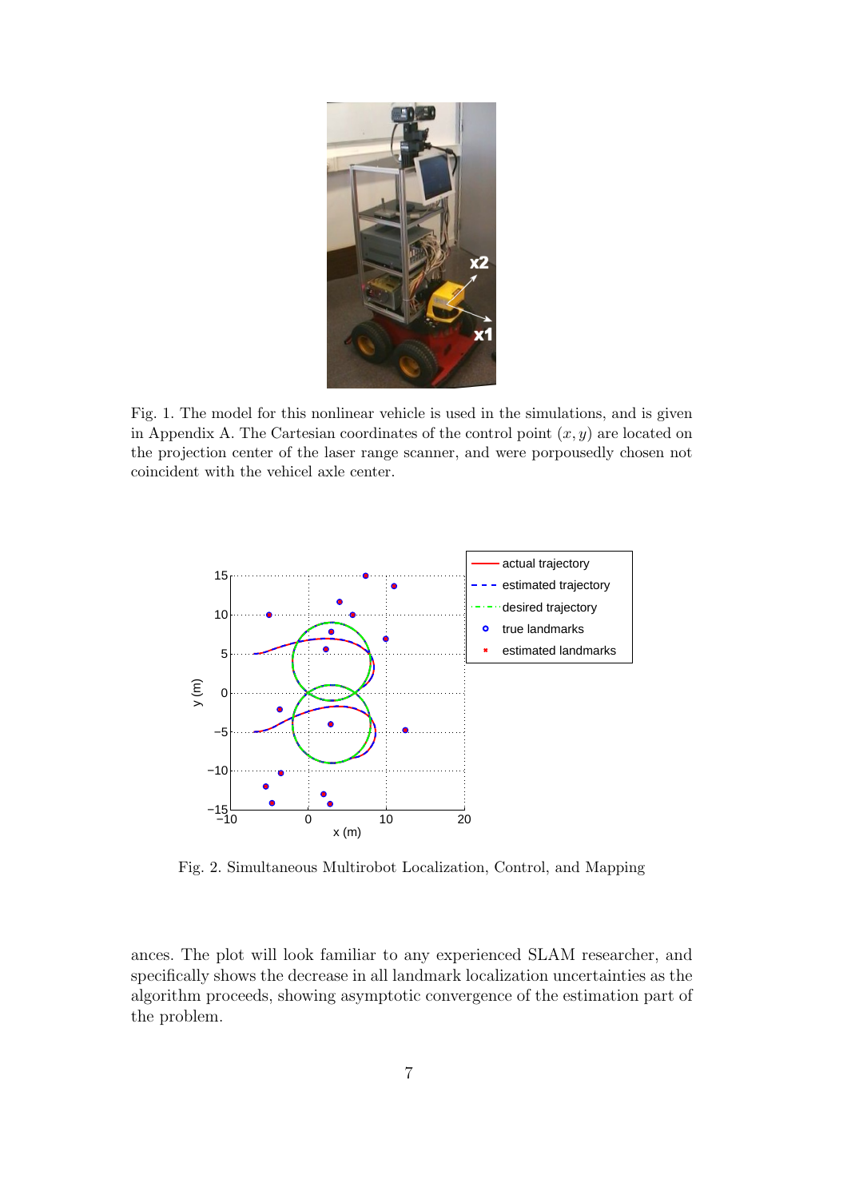Fig. 1. The model for this nonlinear vehicle is used in the simulations, and is given in Appendix A. The Cartesian coordinates of the control point $(x, y)$ are located on the projection center of the laser range scanner, and were porpousedly chosen not coincident with the vehicel axle center.

Fig. 2. Simultaneous Multirobot Localization, Control, and Mapping

ances. The plot will look familiar to any experienced SLAM researcher, and specifically shows the decrease in all landmark localization uncertainties as the algorithm proceeds, showing asymptotic convergence of the estimation part of the problem.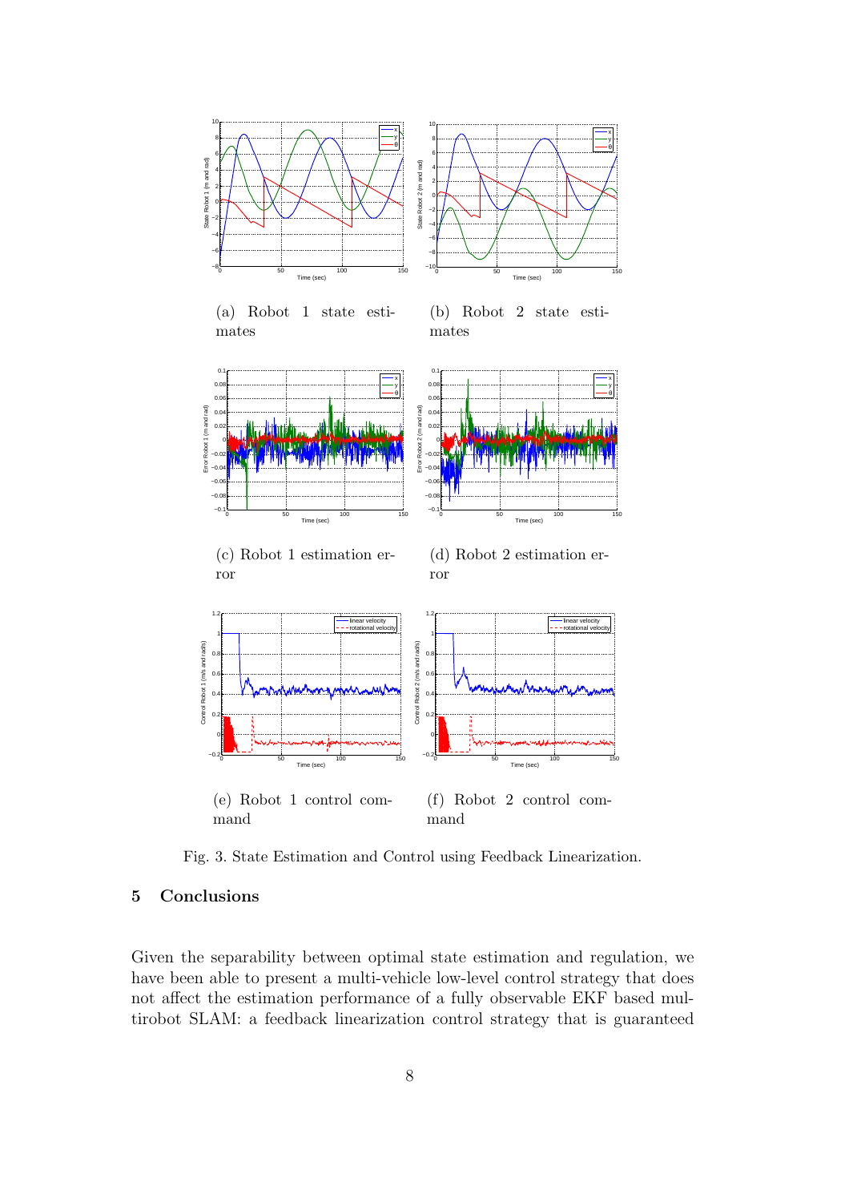(a) Robot 1 state estimates

(b) Robot 2 state estimates

(c) Robot 1 estimation error

(d) Robot 2 estimation error

(e) Robot 1 control command

(f) Robot 2 control command

Fig. 3. State Estimation and Control using Feedback Linearization.

## 5 Conclusions

Given the separability between optimal state estimation and regulation, we have been able to present a multi-vehicle low-level control strategy that does not affect the estimation performance of a fully observable EKF based multirobot SLAM: a feedback linearization control strategy that is guaranteed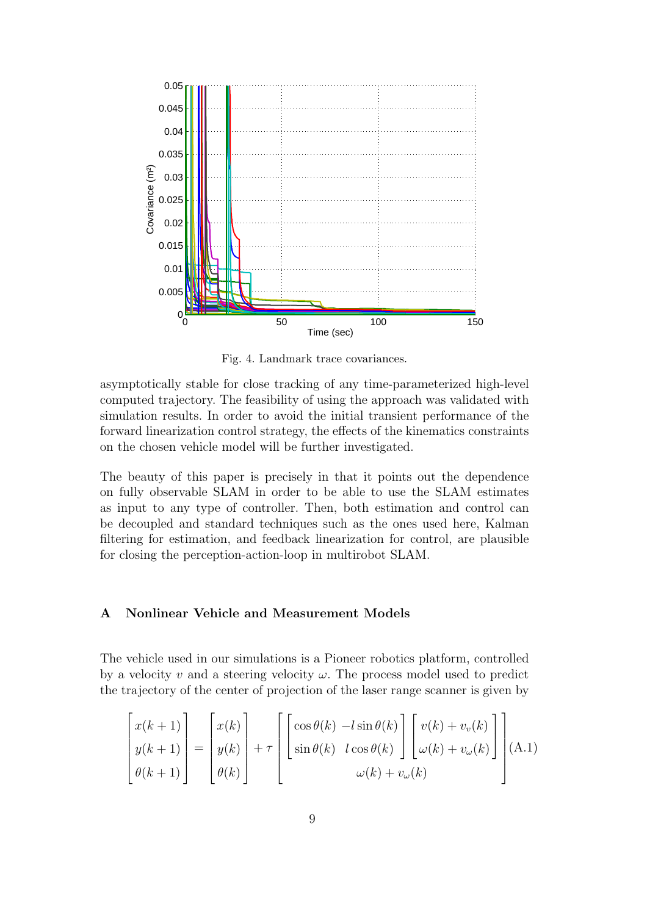Fig. 4. Landmark trace covariances.

asymptotically stable for close tracking of any time-parameterized high-level computed trajectory. The feasibility of using the approach was validated with simulation results. In order to avoid the initial transient performance of the forward linearization control strategy, the effects of the kinematics constraints on the chosen vehicle model will be further investigated.

The beauty of this paper is precisely in that it points out the dependence on fully observable SLAM in order to be able to use the SLAM estimates as input to any type of controller. Then, both estimation and control can be decoupled and standard techniques such as the ones used here, Kalman filtering for estimation, and feedback linearization for control, are plausible for closing the perception-action-loop in multirobot SLAM.

## A Nonlinear Vehicle and Measurement Models

The vehicle used in our simulations is a Pioneer robotics platform, controlled by a velocity $v$ and a steering velocity $\omega$. The process model used to predict the trajectory of the center of projection of the laser range scanner is given by

$$\begin{bmatrix} x(k+1) \\ y(k+1) \\ \theta(k+1) \end{bmatrix} = \begin{bmatrix} x(k) \\ y(k) \\ \theta(k) \end{bmatrix} + \tau \begin{bmatrix} \begin{bmatrix} \cos\theta(k) & -l\sin\theta(k) \\ \sin\theta(k) & l\cos\theta(k) \end{bmatrix} \begin{bmatrix} v(k) + v_v(k) \\ \omega(k) + v_\omega(k) \end{bmatrix} \\ \omega(k) + v_\omega(k) \end{bmatrix} \tag{A.1}$$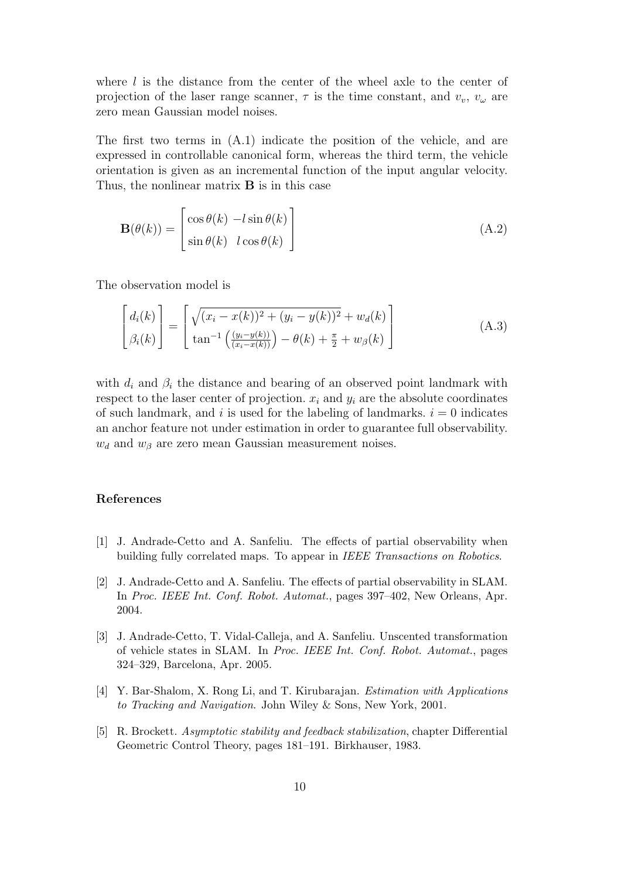where $l$ is the distance from the center of the wheel axle to the center of projection of the laser range scanner, $\tau$ is the time constant, and $v_v$, $v_\omega$ are zero mean Gaussian model noises.

The first two terms in (A.1) indicate the position of the vehicle, and are expressed in controllable canonical form, whereas the third term, the vehicle orientation is given as an incremental function of the input angular velocity. Thus, the nonlinear matrix $\mathbf{B}$ is in this case

$$\mathbf{B}(\theta(k)) = \begin{bmatrix} \cos\theta(k) & -l\sin\theta(k) \\ \sin\theta(k) & l\cos\theta(k) \end{bmatrix} \tag{A.2}$$

The observation model is

$$\begin{bmatrix} d_i(k) \\ \beta_i(k) \end{bmatrix} = \begin{bmatrix} \sqrt{(x_i - x(k))^2 + (y_i - y(k))^2} + w_d(k) \\ \tan^{-1}\left(\frac{(y_i - y(k))}{(x_i - x(k))}\right) - \theta(k) + \frac{\pi}{2} + w_\beta(k) \end{bmatrix} \tag{A.3}$$

with $d_i$ and $\beta_i$ the distance and bearing of an observed point landmark with respect to the laser center of projection. $x_i$ and $y_i$ are the absolute coordinates of such landmark, and $i$ is used for the labeling of landmarks. $i = 0$ indicates an anchor feature not under estimation in order to guarantee full observability. $w_d$ and $w_\beta$ are zero mean Gaussian measurement noises.

## References

[1] J. Andrade-Cetto and A. Sanfeliu. The effects of partial observability when building fully correlated maps. To appear in *IEEE Transactions on Robotics*.

[2] J. Andrade-Cetto and A. Sanfeliu. The effects of partial observability in SLAM. In *Proc. IEEE Int. Conf. Robot. Automat.*, pages 397–402, New Orleans, Apr. 2004.

[3] J. Andrade-Cetto, T. Vidal-Calleja, and A. Sanfeliu. Unscented transformation of vehicle states in SLAM. In *Proc. IEEE Int. Conf. Robot. Automat.*, pages 324–329, Barcelona, Apr. 2005.

[4] Y. Bar-Shalom, X. Rong Li, and T. Kirubarajan. *Estimation with Applications to Tracking and Navigation*. John Wiley & Sons, New York, 2001.

[5] R. Brockett. *Asymptotic stability and feedback stabilization*, chapter Differential Geometric Control Theory, pages 181–191. Birkhauser, 1983.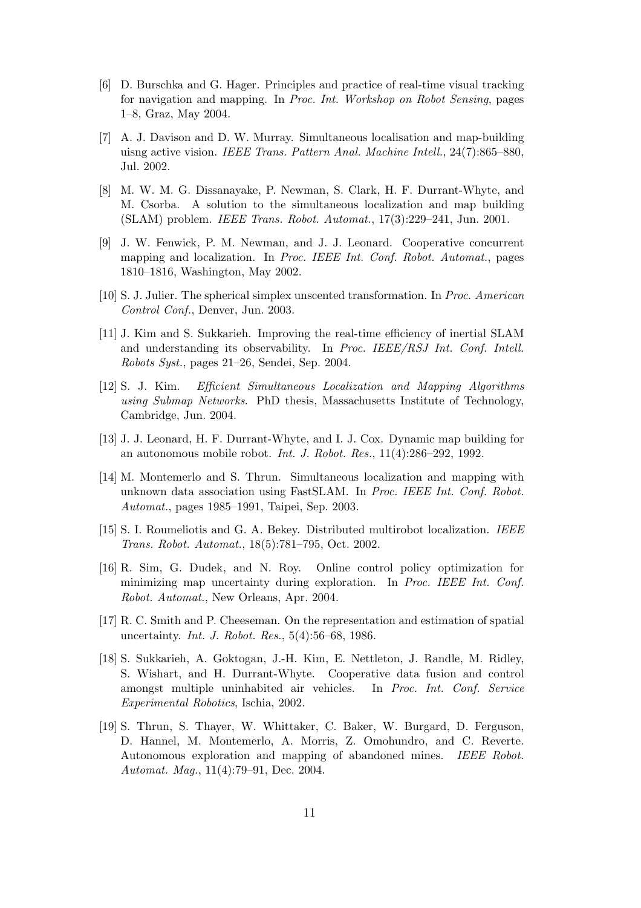[6] D. Burschka and G. Hager. Principles and practice of real-time visual tracking for navigation and mapping. In *Proc. Int. Workshop on Robot Sensing*, pages 1–8, Graz, May 2004.

[7] A. J. Davison and D. W. Murray. Simultaneous localisation and map-building uisng active vision. *IEEE Trans. Pattern Anal. Machine Intell.*, 24(7):865–880, Jul. 2002.

[8] M. W. M. G. Dissanayake, P. Newman, S. Clark, H. F. Durrant-Whyte, and M. Csorba. A solution to the simultaneous localization and map building (SLAM) problem. *IEEE Trans. Robot. Automat.*, 17(3):229–241, Jun. 2001.

[9] J. W. Fenwick, P. M. Newman, and J. J. Leonard. Cooperative concurrent mapping and localization. In *Proc. IEEE Int. Conf. Robot. Automat.*, pages 1810–1816, Washington, May 2002.

[10] S. J. Julier. The spherical simplex unscented transformation. In *Proc. American Control Conf.*, Denver, Jun. 2003.

[11] J. Kim and S. Sukkarieh. Improving the real-time efficiency of inertial SLAM and understanding its observability. In *Proc. IEEE/RSJ Int. Conf. Intell. Robots Syst.*, pages 21–26, Sendei, Sep. 2004.

[12] S. J. Kim. *Efficient Simultaneous Localization and Mapping Algorithms using Submap Networks*. PhD thesis, Massachusetts Institute of Technology, Cambridge, Jun. 2004.

[13] J. J. Leonard, H. F. Durrant-Whyte, and I. J. Cox. Dynamic map building for an autonomous mobile robot. *Int. J. Robot. Res.*, 11(4):286–292, 1992.

[14] M. Montemerlo and S. Thrun. Simultaneous localization and mapping with unknown data association using FastSLAM. In *Proc. IEEE Int. Conf. Robot. Automat.*, pages 1985–1991, Taipei, Sep. 2003.

[15] S. I. Roumeliotis and G. A. Bekey. Distributed multirobot localization. *IEEE Trans. Robot. Automat.*, 18(5):781–795, Oct. 2002.

[16] R. Sim, G. Dudek, and N. Roy. Online control policy optimization for minimizing map uncertainty during exploration. In *Proc. IEEE Int. Conf. Robot. Automat.*, New Orleans, Apr. 2004.

[17] R. C. Smith and P. Cheeseman. On the representation and estimation of spatial uncertainty. *Int. J. Robot. Res.*, 5(4):56–68, 1986.

[18] S. Sukkarieh, A. Goktogan, J.-H. Kim, E. Nettleton, J. Randle, M. Ridley, S. Wishart, and H. Durrant-Whyte. Cooperative data fusion and control amongst multiple uninhabited air vehicles. In *Proc. Int. Conf. Service Experimental Robotics*, Ischia, 2002.

[19] S. Thrun, S. Thayer, W. Whittaker, C. Baker, W. Burgard, D. Ferguson, D. Hannel, M. Montemerlo, A. Morris, Z. Omohundro, and C. Reverte. Autonomous exploration and mapping of abandoned mines. *IEEE Robot. Automat. Mag.*, 11(4):79–91, Dec. 2004.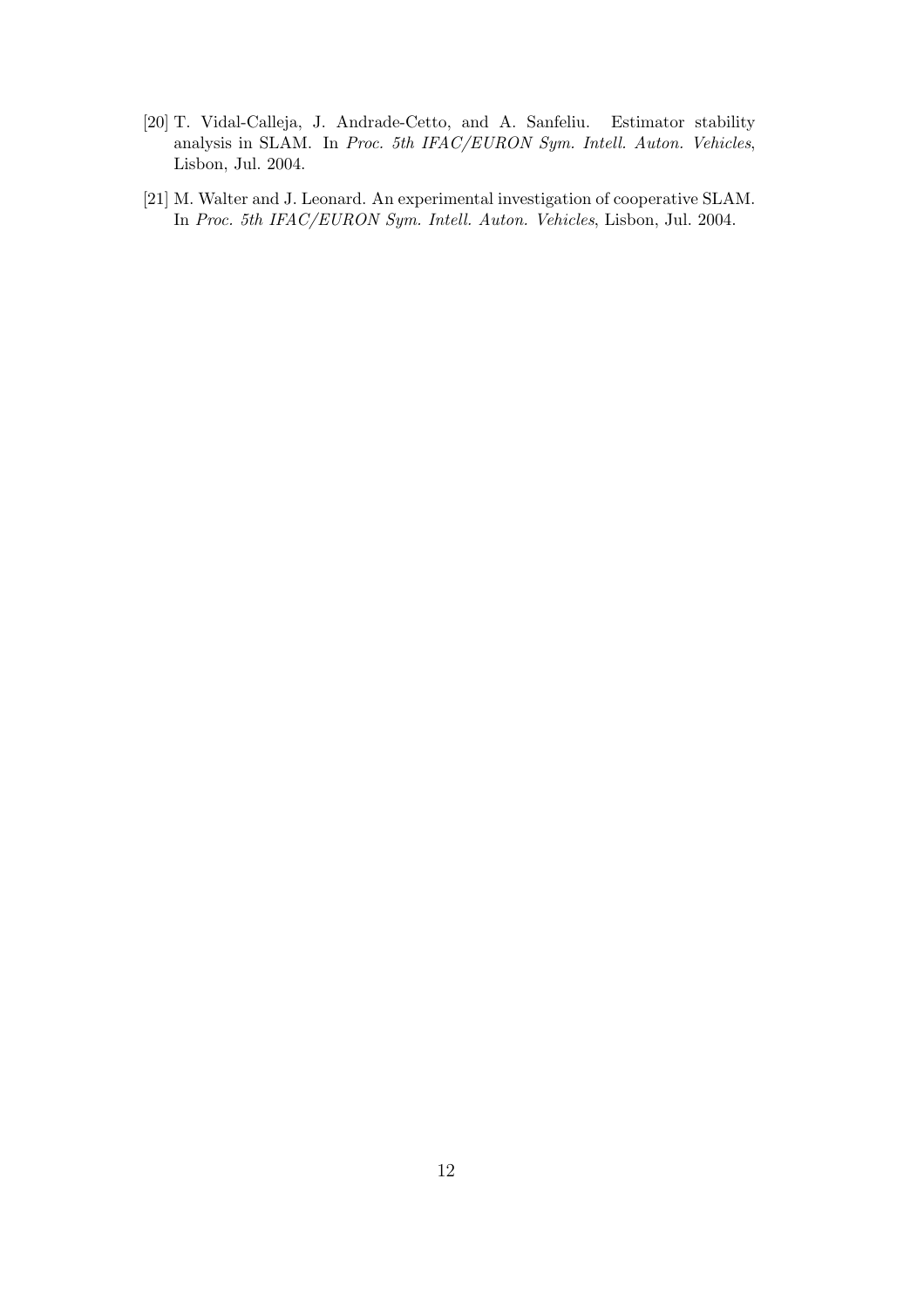[20] T. Vidal-Calleja, J. Andrade-Cetto, and A. Sanfeliu. Estimator stability analysis in SLAM. In *Proc. 5th IFAC/EURON Sym. Intell. Auton. Vehicles*, Lisbon, Jul. 2004.

[21] M. Walter and J. Leonard. An experimental investigation of cooperative SLAM. In *Proc. 5th IFAC/EURON Sym. Intell. Auton. Vehicles*, Lisbon, Jul. 2004.